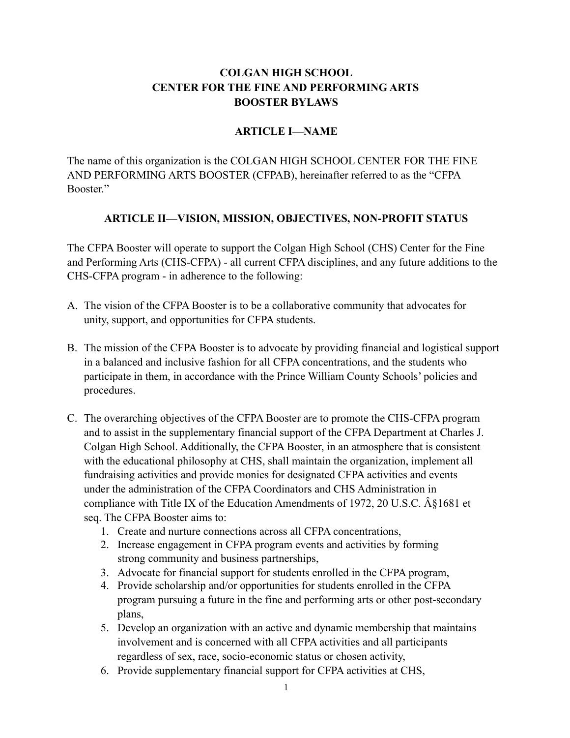# COLGAN HIGH SCHOOL
# CENTER FOR THE FINE AND PERFORMING ARTS
# BOOSTER BYLAWS

## ARTICLE I—NAME

The name of this organization is the COLGAN HIGH SCHOOL CENTER FOR THE FINE AND PERFORMING ARTS BOOSTER (CFPAB), hereinafter referred to as the "CFPA Booster."

## ARTICLE II—VISION, MISSION, OBJECTIVES, NON-PROFIT STATUS

The CFPA Booster will operate to support the Colgan High School (CHS) Center for the Fine and Performing Arts (CHS-CFPA) - all current CFPA disciplines, and any future additions to the CHS-CFPA program - in adherence to the following:

A. The vision of the CFPA Booster is to be a collaborative community that advocates for unity, support, and opportunities for CFPA students.

B. The mission of the CFPA Booster is to advocate by providing financial and logistical support in a balanced and inclusive fashion for all CFPA concentrations, and the students who participate in them, in accordance with the Prince William County Schools' policies and procedures.

C. The overarching objectives of the CFPA Booster are to promote the CHS-CFPA program and to assist in the supplementary financial support of the CFPA Department at Charles J. Colgan High School. Additionally, the CFPA Booster, in an atmosphere that is consistent with the educational philosophy at CHS, shall maintain the organization, implement all fundraising activities and provide monies for designated CFPA activities and events under the administration of the CFPA Coordinators and CHS Administration in compliance with Title IX of the Education Amendments of 1972, 20 U.S.C. Â§1681 et seq. The CFPA Booster aims to:
   1. Create and nurture connections across all CFPA concentrations,
   2. Increase engagement in CFPA program events and activities by forming strong community and business partnerships,
   3. Advocate for financial support for students enrolled in the CFPA program,
   4. Provide scholarship and/or opportunities for students enrolled in the CFPA program pursuing a future in the fine and performing arts or other post-secondary plans,
   5. Develop an organization with an active and dynamic membership that maintains involvement and is concerned with all CFPA activities and all participants regardless of sex, race, socio-economic status or chosen activity,
   6. Provide supplementary financial support for CFPA activities at CHS,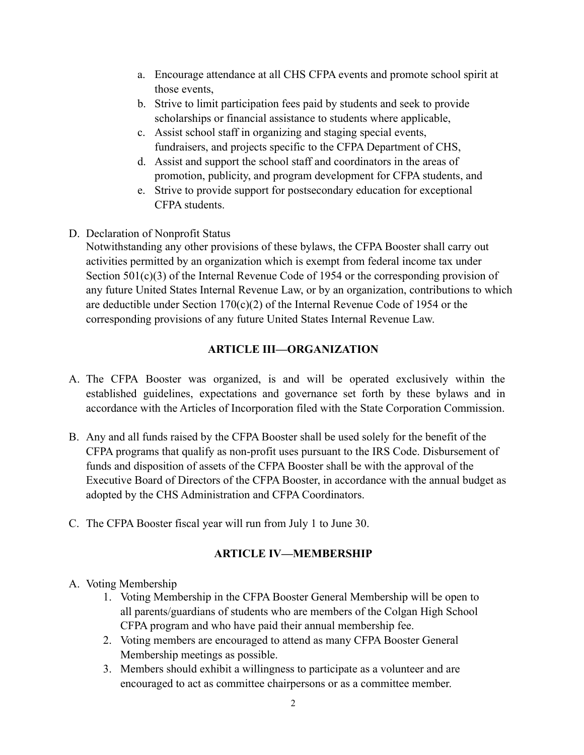a. Encourage attendance at all CHS CFPA events and promote school spirit at those events,
b. Strive to limit participation fees paid by students and seek to provide scholarships or financial assistance to students where applicable,
c. Assist school staff in organizing and staging special events, fundraisers, and projects specific to the CFPA Department of CHS,
d. Assist and support the school staff and coordinators in the areas of promotion, publicity, and program development for CFPA students, and
e. Strive to provide support for postsecondary education for exceptional CFPA students.

D. Declaration of Nonprofit Status
Notwithstanding any other provisions of these bylaws, the CFPA Booster shall carry out activities permitted by an organization which is exempt from federal income tax under Section 501(c)(3) of the Internal Revenue Code of 1954 or the corresponding provision of any future United States Internal Revenue Law, or by an organization, contributions to which are deductible under Section 170(c)(2) of the Internal Revenue Code of 1954 or the corresponding provisions of any future United States Internal Revenue Law.

## ARTICLE III—ORGANIZATION

A. The CFPA Booster was organized, is and will be operated exclusively within the established guidelines, expectations and governance set forth by these bylaws and in accordance with the Articles of Incorporation filed with the State Corporation Commission.

B. Any and all funds raised by the CFPA Booster shall be used solely for the benefit of the CFPA programs that qualify as non-profit uses pursuant to the IRS Code. Disbursement of funds and disposition of assets of the CFPA Booster shall be with the approval of the Executive Board of Directors of the CFPA Booster, in accordance with the annual budget as adopted by the CHS Administration and CFPA Coordinators.

C. The CFPA Booster fiscal year will run from July 1 to June 30.

## ARTICLE IV—MEMBERSHIP

A. Voting Membership
1. Voting Membership in the CFPA Booster General Membership will be open to all parents/guardians of students who are members of the Colgan High School CFPA program and who have paid their annual membership fee.
2. Voting members are encouraged to attend as many CFPA Booster General Membership meetings as possible.
3. Members should exhibit a willingness to participate as a volunteer and are encouraged to act as committee chairpersons or as a committee member.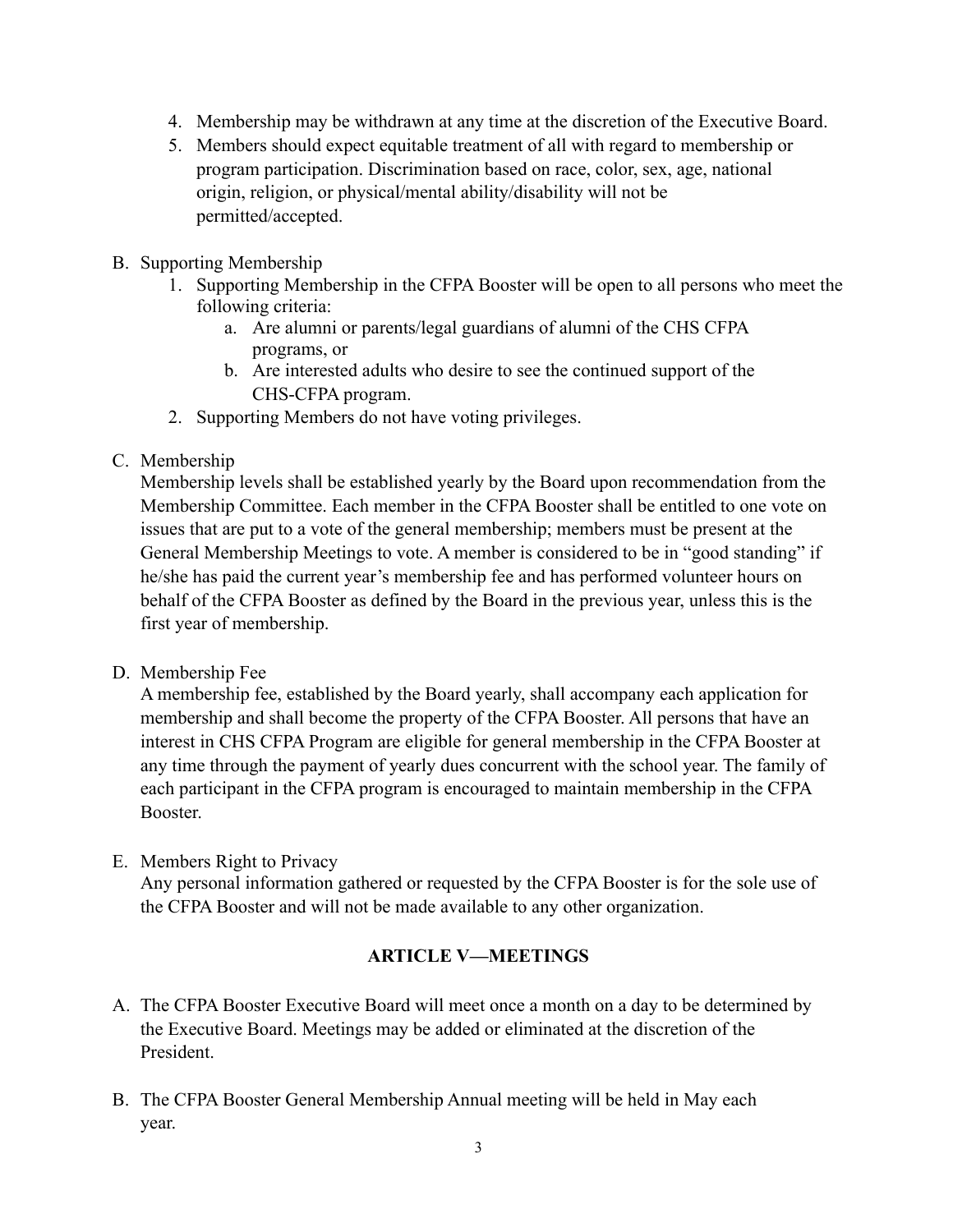4. Membership may be withdrawn at any time at the discretion of the Executive Board.
5. Members should expect equitable treatment of all with regard to membership or program participation. Discrimination based on race, color, sex, age, national origin, religion, or physical/mental ability/disability will not be permitted/accepted.

B. Supporting Membership
   1. Supporting Membership in the CFPA Booster will be open to all persons who meet the following criteria:
      a. Are alumni or parents/legal guardians of alumni of the CHS CFPA programs, or
      b. Are interested adults who desire to see the continued support of the CHS-CFPA program.
   2. Supporting Members do not have voting privileges.

C. Membership

   Membership levels shall be established yearly by the Board upon recommendation from the Membership Committee. Each member in the CFPA Booster shall be entitled to one vote on issues that are put to a vote of the general membership; members must be present at the General Membership Meetings to vote. A member is considered to be in "good standing" if he/she has paid the current year's membership fee and has performed volunteer hours on behalf of the CFPA Booster as defined by the Board in the previous year, unless this is the first year of membership.

D. Membership Fee

   A membership fee, established by the Board yearly, shall accompany each application for membership and shall become the property of the CFPA Booster. All persons that have an interest in CHS CFPA Program are eligible for general membership in the CFPA Booster at any time through the payment of yearly dues concurrent with the school year. The family of each participant in the CFPA program is encouraged to maintain membership in the CFPA Booster.

E. Members Right to Privacy

   Any personal information gathered or requested by the CFPA Booster is for the sole use of the CFPA Booster and will not be made available to any other organization.

## ARTICLE V—MEETINGS

A. The CFPA Booster Executive Board will meet once a month on a day to be determined by the Executive Board. Meetings may be added or eliminated at the discretion of the President.

B. The CFPA Booster General Membership Annual meeting will be held in May each year.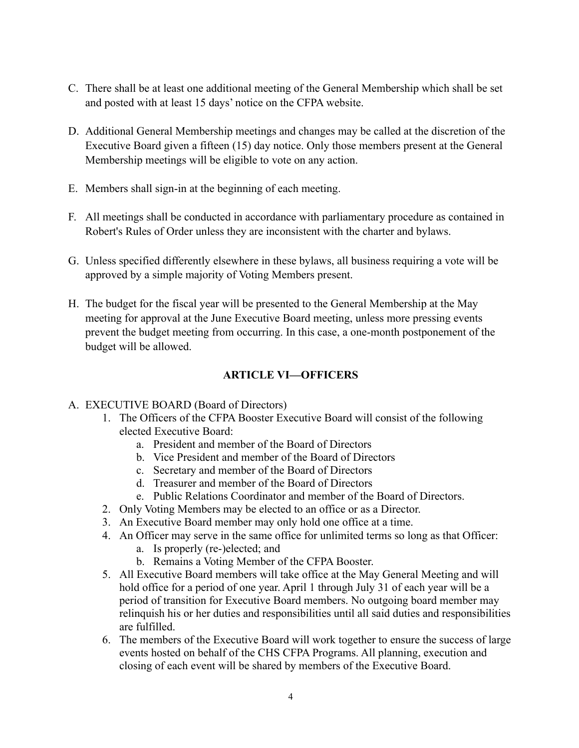C. There shall be at least one additional meeting of the General Membership which shall be set and posted with at least 15 days' notice on the CFPA website.

D. Additional General Membership meetings and changes may be called at the discretion of the Executive Board given a fifteen (15) day notice. Only those members present at the General Membership meetings will be eligible to vote on any action.

E. Members shall sign-in at the beginning of each meeting.

F. All meetings shall be conducted in accordance with parliamentary procedure as contained in Robert's Rules of Order unless they are inconsistent with the charter and bylaws.

G. Unless specified differently elsewhere in these bylaws, all business requiring a vote will be approved by a simple majority of Voting Members present.

H. The budget for the fiscal year will be presented to the General Membership at the May meeting for approval at the June Executive Board meeting, unless more pressing events prevent the budget meeting from occurring. In this case, a one-month postponement of the budget will be allowed.

## ARTICLE VI—OFFICERS

A. EXECUTIVE BOARD (Board of Directors)
   1. The Officers of the CFPA Booster Executive Board will consist of the following elected Executive Board:
      a. President and member of the Board of Directors
      b. Vice President and member of the Board of Directors
      c. Secretary and member of the Board of Directors
      d. Treasurer and member of the Board of Directors
      e. Public Relations Coordinator and member of the Board of Directors.
   2. Only Voting Members may be elected to an office or as a Director.
   3. An Executive Board member may only hold one office at a time.
   4. An Officer may serve in the same office for unlimited terms so long as that Officer:
      a. Is properly (re-)elected; and
      b. Remains a Voting Member of the CFPA Booster.
   5. All Executive Board members will take office at the May General Meeting and will hold office for a period of one year. April 1 through July 31 of each year will be a period of transition for Executive Board members. No outgoing board member may relinquish his or her duties and responsibilities until all said duties and responsibilities are fulfilled.
   6. The members of the Executive Board will work together to ensure the success of large events hosted on behalf of the CHS CFPA Programs. All planning, execution and closing of each event will be shared by members of the Executive Board.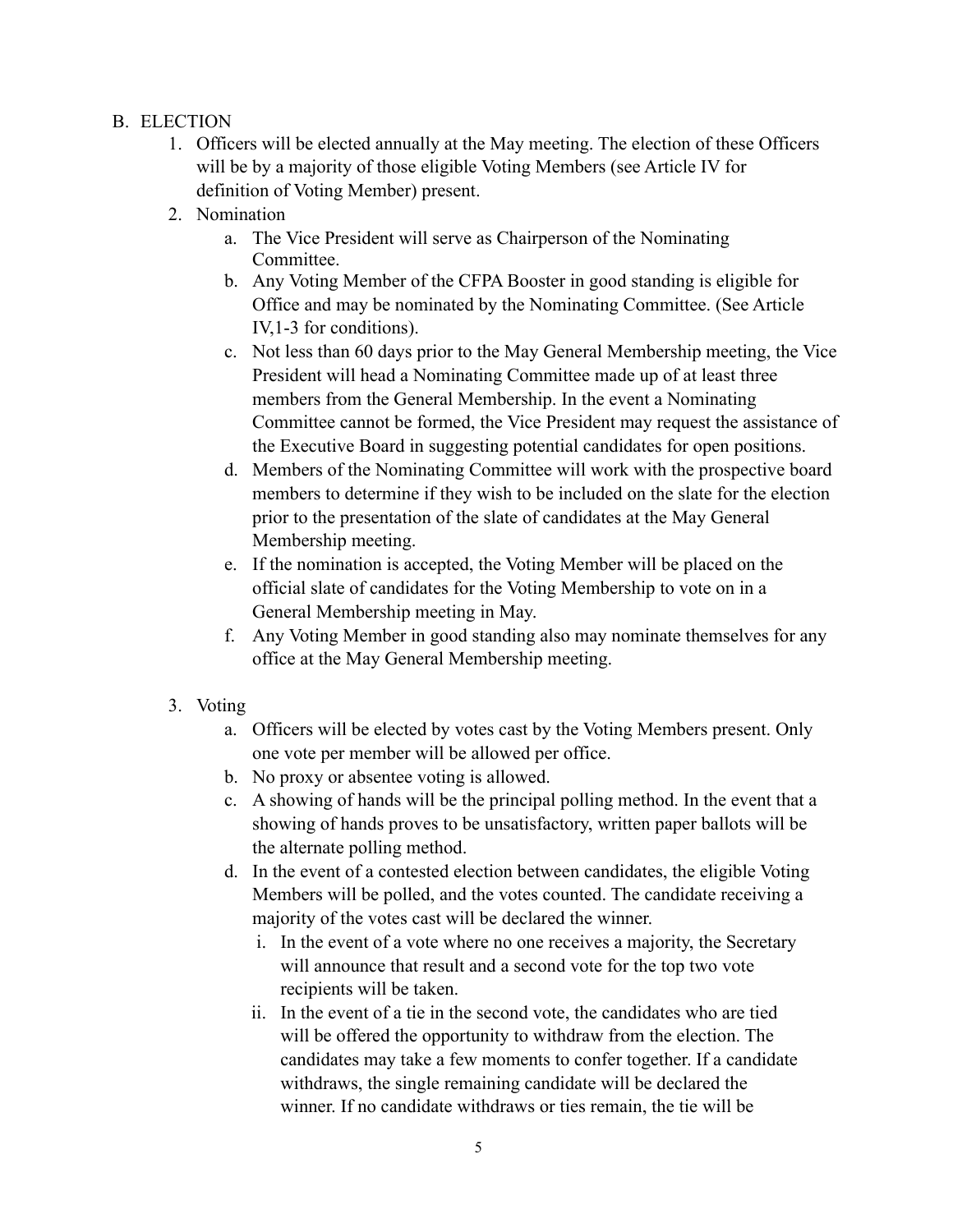## B. ELECTION

1. Officers will be elected annually at the May meeting. The election of these Officers will be by a majority of those eligible Voting Members (see Article IV for definition of Voting Member) present.
2. Nomination
    a. The Vice President will serve as Chairperson of the Nominating Committee.
    b. Any Voting Member of the CFPA Booster in good standing is eligible for Office and may be nominated by the Nominating Committee. (See Article IV,1-3 for conditions).
    c. Not less than 60 days prior to the May General Membership meeting, the Vice President will head a Nominating Committee made up of at least three members from the General Membership. In the event a Nominating Committee cannot be formed, the Vice President may request the assistance of the Executive Board in suggesting potential candidates for open positions.
    d. Members of the Nominating Committee will work with the prospective board members to determine if they wish to be included on the slate for the election prior to the presentation of the slate of candidates at the May General Membership meeting.
    e. If the nomination is accepted, the Voting Member will be placed on the official slate of candidates for the Voting Membership to vote on in a General Membership meeting in May.
    f. Any Voting Member in good standing also may nominate themselves for any office at the May General Membership meeting.
3. Voting
    a. Officers will be elected by votes cast by the Voting Members present. Only one vote per member will be allowed per office.
    b. No proxy or absentee voting is allowed.
    c. A showing of hands will be the principal polling method. In the event that a showing of hands proves to be unsatisfactory, written paper ballots will be the alternate polling method.
    d. In the event of a contested election between candidates, the eligible Voting Members will be polled, and the votes counted. The candidate receiving a majority of the votes cast will be declared the winner.
        i. In the event of a vote where no one receives a majority, the Secretary will announce that result and a second vote for the top two vote recipients will be taken.
        ii. In the event of a tie in the second vote, the candidates who are tied will be offered the opportunity to withdraw from the election. The candidates may take a few moments to confer together. If a candidate withdraws, the single remaining candidate will be declared the winner. If no candidate withdraws or ties remain, the tie will be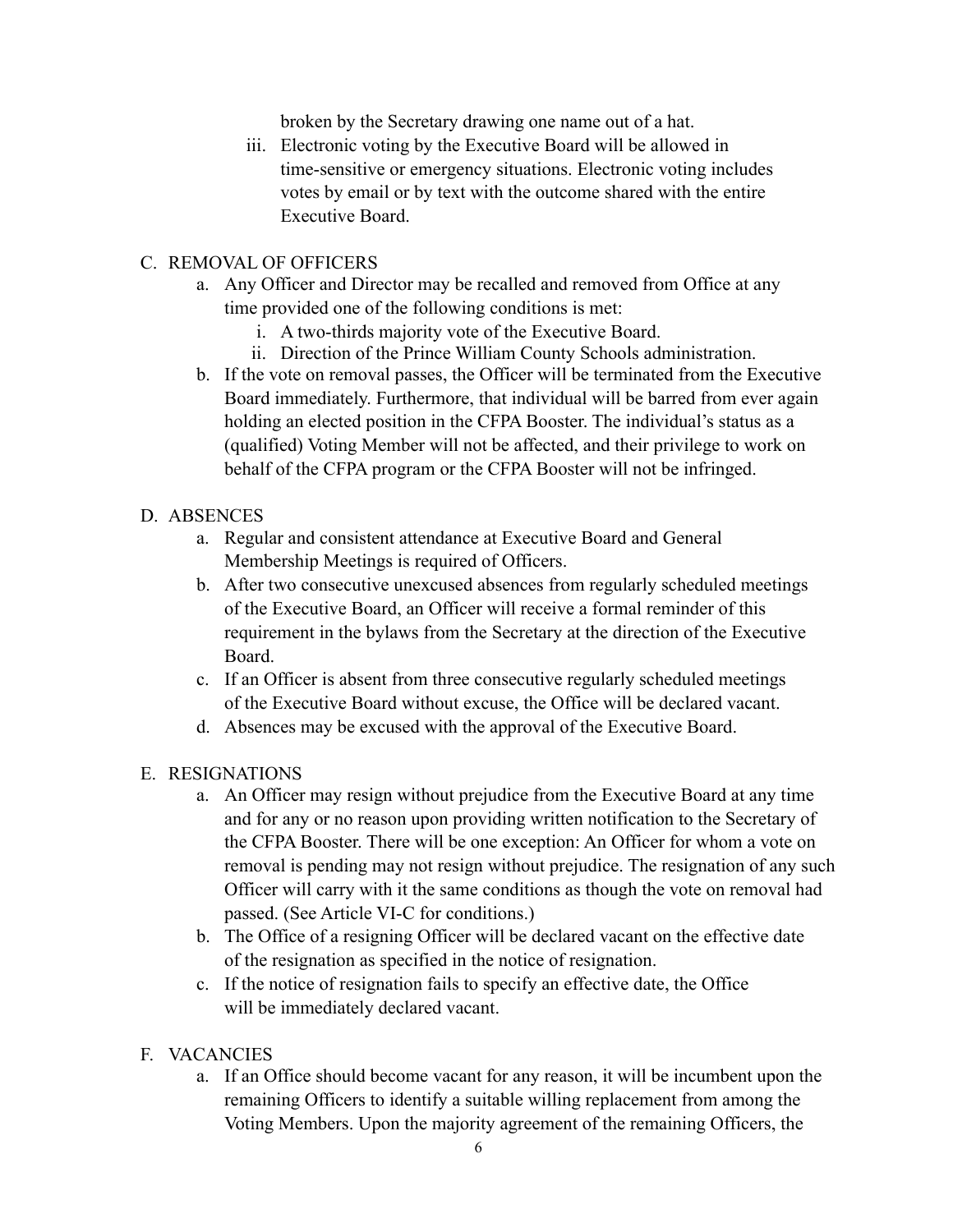broken by the Secretary drawing one name out of a hat.

iii. Electronic voting by the Executive Board will be allowed in time-sensitive or emergency situations. Electronic voting includes votes by email or by text with the outcome shared with the entire Executive Board.

C. REMOVAL OF OFFICERS

a. Any Officer and Director may be recalled and removed from Office at any time provided one of the following conditions is met:

i. A two-thirds majority vote of the Executive Board.

ii. Direction of the Prince William County Schools administration.

b. If the vote on removal passes, the Officer will be terminated from the Executive Board immediately. Furthermore, that individual will be barred from ever again holding an elected position in the CFPA Booster. The individual's status as a (qualified) Voting Member will not be affected, and their privilege to work on behalf of the CFPA program or the CFPA Booster will not be infringed.

D. ABSENCES

a. Regular and consistent attendance at Executive Board and General Membership Meetings is required of Officers.

b. After two consecutive unexcused absences from regularly scheduled meetings of the Executive Board, an Officer will receive a formal reminder of this requirement in the bylaws from the Secretary at the direction of the Executive Board.

c. If an Officer is absent from three consecutive regularly scheduled meetings of the Executive Board without excuse, the Office will be declared vacant.

d. Absences may be excused with the approval of the Executive Board.

E. RESIGNATIONS

a. An Officer may resign without prejudice from the Executive Board at any time and for any or no reason upon providing written notification to the Secretary of the CFPA Booster. There will be one exception: An Officer for whom a vote on removal is pending may not resign without prejudice. The resignation of any such Officer will carry with it the same conditions as though the vote on removal had passed. (See Article VI-C for conditions.)

b. The Office of a resigning Officer will be declared vacant on the effective date of the resignation as specified in the notice of resignation.

c. If the notice of resignation fails to specify an effective date, the Office will be immediately declared vacant.

F. VACANCIES

a. If an Office should become vacant for any reason, it will be incumbent upon the remaining Officers to identify a suitable willing replacement from among the Voting Members. Upon the majority agreement of the remaining Officers, the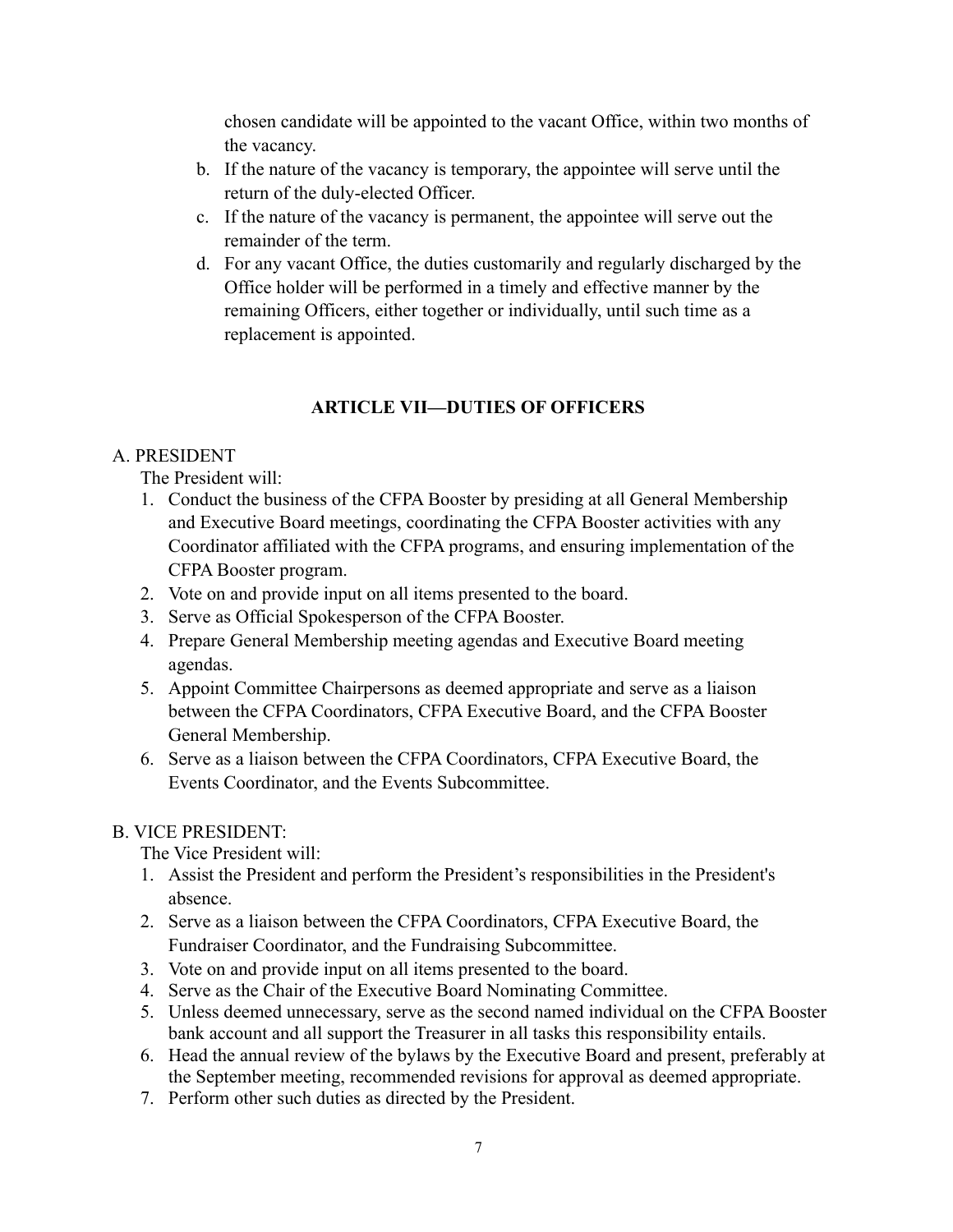chosen candidate will be appointed to the vacant Office, within two months of the vacancy.

b. If the nature of the vacancy is temporary, the appointee will serve until the return of the duly-elected Officer.
c. If the nature of the vacancy is permanent, the appointee will serve out the remainder of the term.
d. For any vacant Office, the duties customarily and regularly discharged by the Office holder will be performed in a timely and effective manner by the remaining Officers, either together or individually, until such time as a replacement is appointed.

## ARTICLE VII—DUTIES OF OFFICERS

A. PRESIDENT

The President will:

1. Conduct the business of the CFPA Booster by presiding at all General Membership and Executive Board meetings, coordinating the CFPA Booster activities with any Coordinator affiliated with the CFPA programs, and ensuring implementation of the CFPA Booster program.
2. Vote on and provide input on all items presented to the board.
3. Serve as Official Spokesperson of the CFPA Booster.
4. Prepare General Membership meeting agendas and Executive Board meeting agendas.
5. Appoint Committee Chairpersons as deemed appropriate and serve as a liaison between the CFPA Coordinators, CFPA Executive Board, and the CFPA Booster General Membership.
6. Serve as a liaison between the CFPA Coordinators, CFPA Executive Board, the Events Coordinator, and the Events Subcommittee.

B. VICE PRESIDENT:

The Vice President will:

1. Assist the President and perform the President's responsibilities in the President's absence.
2. Serve as a liaison between the CFPA Coordinators, CFPA Executive Board, the Fundraiser Coordinator, and the Fundraising Subcommittee.
3. Vote on and provide input on all items presented to the board.
4. Serve as the Chair of the Executive Board Nominating Committee.
5. Unless deemed unnecessary, serve as the second named individual on the CFPA Booster bank account and all support the Treasurer in all tasks this responsibility entails.
6. Head the annual review of the bylaws by the Executive Board and present, preferably at the September meeting, recommended revisions for approval as deemed appropriate.
7. Perform other such duties as directed by the President.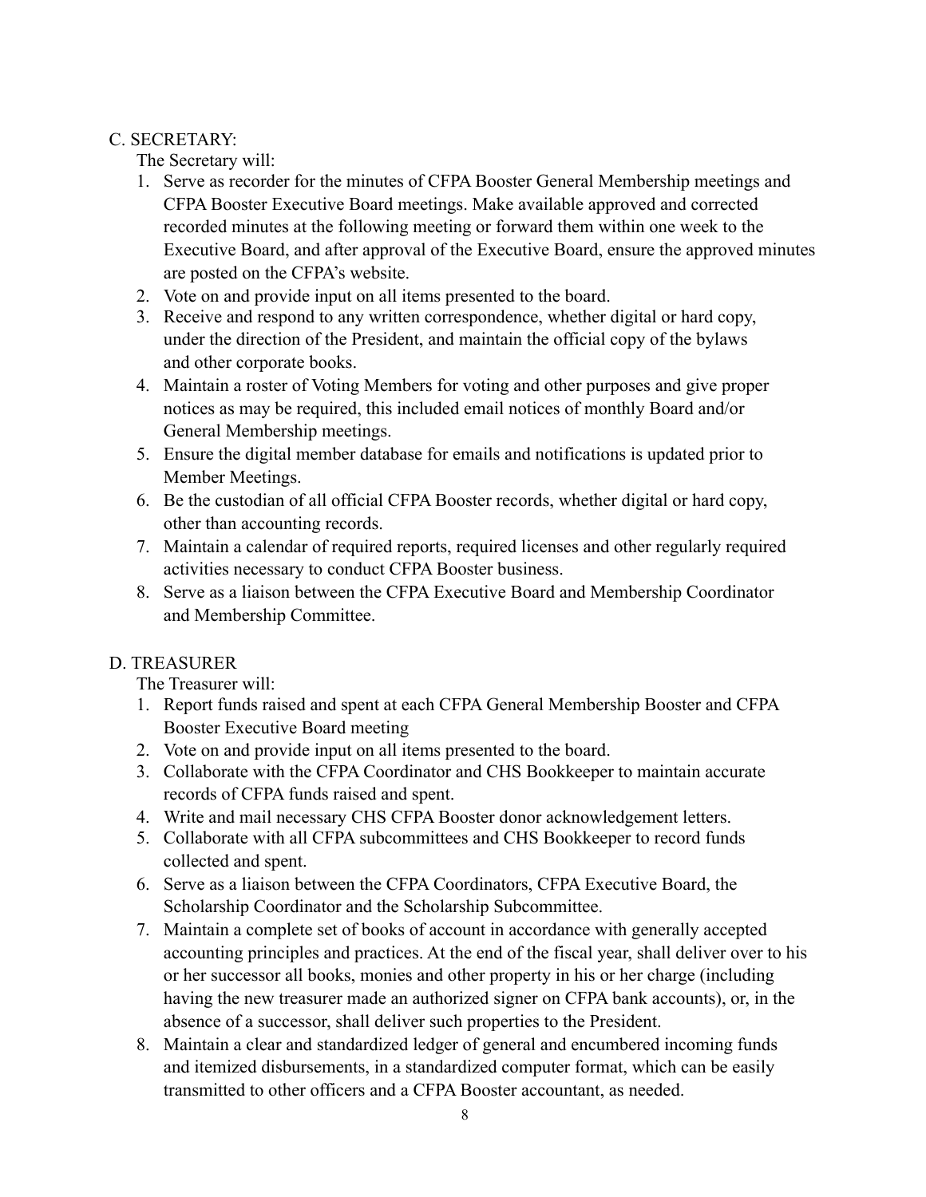C. SECRETARY:

The Secretary will:

1. Serve as recorder for the minutes of CFPA Booster General Membership meetings and CFPA Booster Executive Board meetings. Make available approved and corrected recorded minutes at the following meeting or forward them within one week to the Executive Board, and after approval of the Executive Board, ensure the approved minutes are posted on the CFPA's website.
2. Vote on and provide input on all items presented to the board.
3. Receive and respond to any written correspondence, whether digital or hard copy, under the direction of the President, and maintain the official copy of the bylaws and other corporate books.
4. Maintain a roster of Voting Members for voting and other purposes and give proper notices as may be required, this included email notices of monthly Board and/or General Membership meetings.
5. Ensure the digital member database for emails and notifications is updated prior to Member Meetings.
6. Be the custodian of all official CFPA Booster records, whether digital or hard copy, other than accounting records.
7. Maintain a calendar of required reports, required licenses and other regularly required activities necessary to conduct CFPA Booster business.
8. Serve as a liaison between the CFPA Executive Board and Membership Coordinator and Membership Committee.

D. TREASURER

The Treasurer will:

1. Report funds raised and spent at each CFPA General Membership Booster and CFPA Booster Executive Board meeting
2. Vote on and provide input on all items presented to the board.
3. Collaborate with the CFPA Coordinator and CHS Bookkeeper to maintain accurate records of CFPA funds raised and spent.
4. Write and mail necessary CHS CFPA Booster donor acknowledgement letters.
5. Collaborate with all CFPA subcommittees and CHS Bookkeeper to record funds collected and spent.
6. Serve as a liaison between the CFPA Coordinators, CFPA Executive Board, the Scholarship Coordinator and the Scholarship Subcommittee.
7. Maintain a complete set of books of account in accordance with generally accepted accounting principles and practices. At the end of the fiscal year, shall deliver over to his or her successor all books, monies and other property in his or her charge (including having the new treasurer made an authorized signer on CFPA bank accounts), or, in the absence of a successor, shall deliver such properties to the President.
8. Maintain a clear and standardized ledger of general and encumbered incoming funds and itemized disbursements, in a standardized computer format, which can be easily transmitted to other officers and a CFPA Booster accountant, as needed.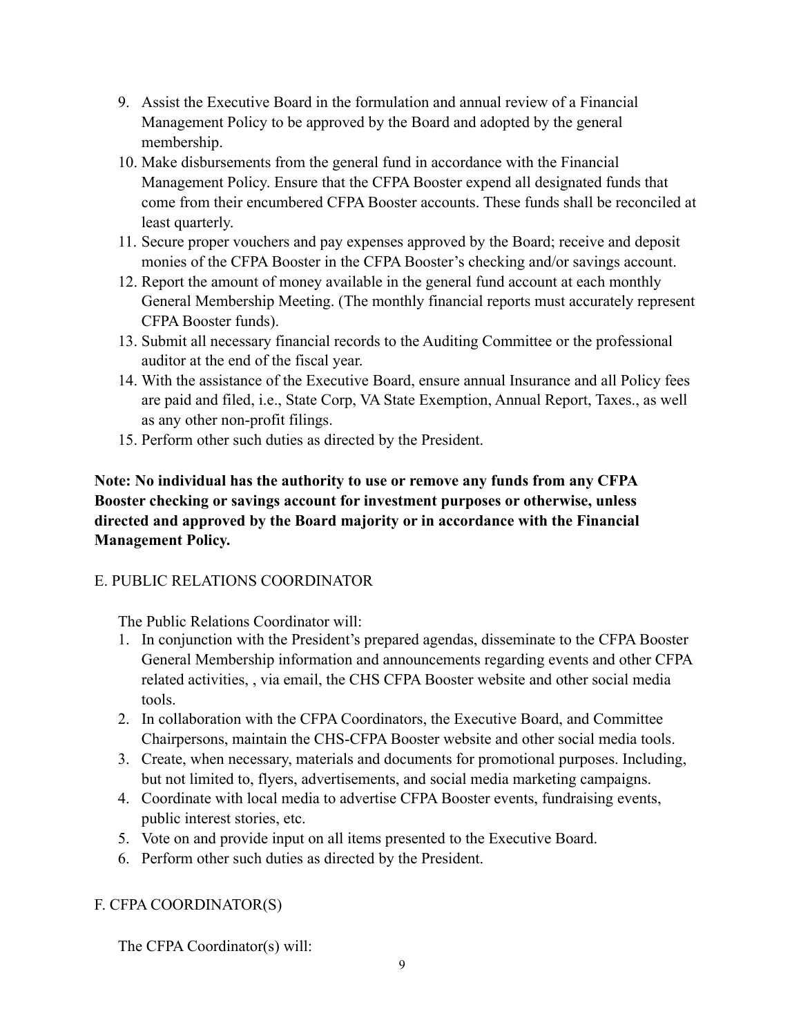9. Assist the Executive Board in the formulation and annual review of a Financial Management Policy to be approved by the Board and adopted by the general membership.
10. Make disbursements from the general fund in accordance with the Financial Management Policy. Ensure that the CFPA Booster expend all designated funds that come from their encumbered CFPA Booster accounts. These funds shall be reconciled at least quarterly.
11. Secure proper vouchers and pay expenses approved by the Board; receive and deposit monies of the CFPA Booster in the CFPA Booster's checking and/or savings account.
12. Report the amount of money available in the general fund account at each monthly General Membership Meeting. (The monthly financial reports must accurately represent CFPA Booster funds).
13. Submit all necessary financial records to the Auditing Committee or the professional auditor at the end of the fiscal year.
14. With the assistance of the Executive Board, ensure annual Insurance and all Policy fees are paid and filed, i.e., State Corp, VA State Exemption, Annual Report, Taxes., as well as any other non-profit filings.
15. Perform other such duties as directed by the President.

**Note: No individual has the authority to use or remove any funds from any CFPA Booster checking or savings account for investment purposes or otherwise, unless directed and approved by the Board majority or in accordance with the Financial Management Policy.**

E. PUBLIC RELATIONS COORDINATOR

The Public Relations Coordinator will:

1. In conjunction with the President's prepared agendas, disseminate to the CFPA Booster General Membership information and announcements regarding events and other CFPA related activities, , via email, the CHS CFPA Booster website and other social media tools.
2. In collaboration with the CFPA Coordinators, the Executive Board, and Committee Chairpersons, maintain the CHS-CFPA Booster website and other social media tools.
3. Create, when necessary, materials and documents for promotional purposes. Including, but not limited to, flyers, advertisements, and social media marketing campaigns.
4. Coordinate with local media to advertise CFPA Booster events, fundraising events, public interest stories, etc.
5. Vote on and provide input on all items presented to the Executive Board.
6. Perform other such duties as directed by the President.

F. CFPA COORDINATOR(S)

The CFPA Coordinator(s) will: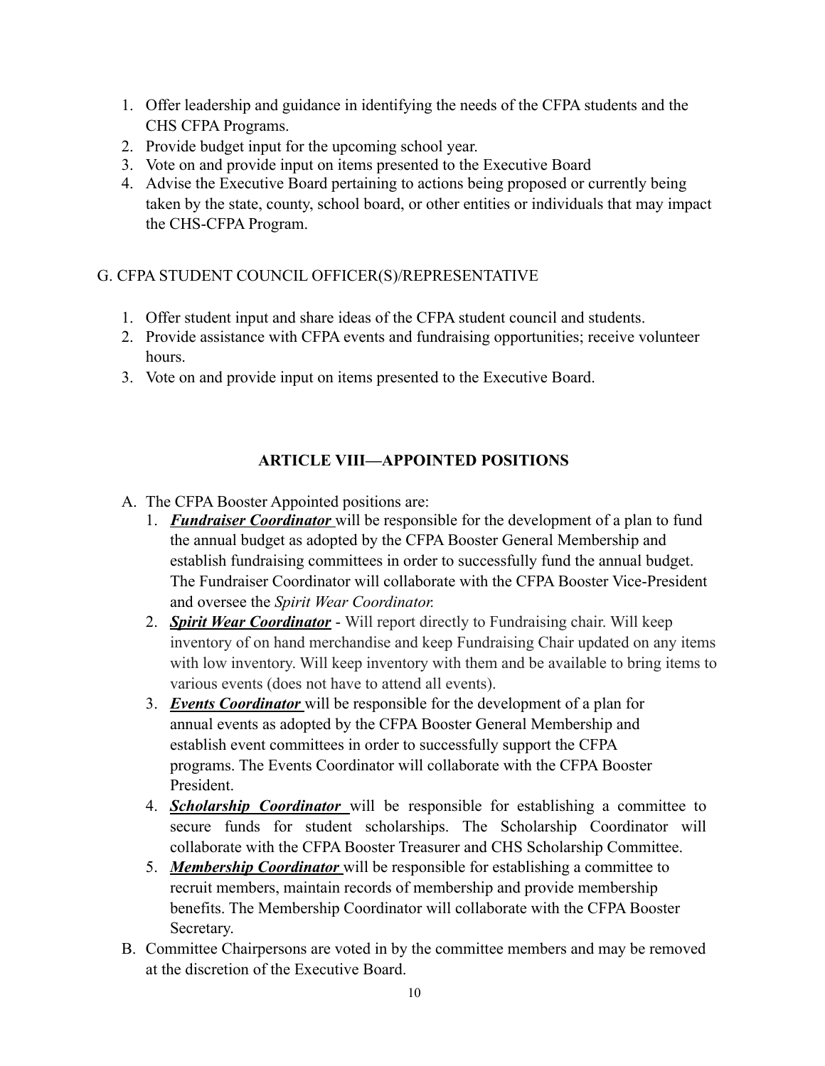1. Offer leadership and guidance in identifying the needs of the CFPA students and the CHS CFPA Programs.
2. Provide budget input for the upcoming school year.
3. Vote on and provide input on items presented to the Executive Board
4. Advise the Executive Board pertaining to actions being proposed or currently being taken by the state, county, school board, or other entities or individuals that may impact the CHS-CFPA Program.

G. CFPA STUDENT COUNCIL OFFICER(S)/REPRESENTATIVE

1. Offer student input and share ideas of the CFPA student council and students.
2. Provide assistance with CFPA events and fundraising opportunities; receive volunteer hours.
3. Vote on and provide input on items presented to the Executive Board.

## ARTICLE VIII—APPOINTED POSITIONS

A. The CFPA Booster Appointed positions are:
   1. ***Fundraiser Coordinator*** will be responsible for the development of a plan to fund the annual budget as adopted by the CFPA Booster General Membership and establish fundraising committees in order to successfully fund the annual budget. The Fundraiser Coordinator will collaborate with the CFPA Booster Vice-President and oversee the *Spirit Wear Coordinator.*
   2. ***Spirit Wear Coordinator*** - Will report directly to Fundraising chair. Will keep inventory of on hand merchandise and keep Fundraising Chair updated on any items with low inventory. Will keep inventory with them and be available to bring items to various events (does not have to attend all events).
   3. ***Events Coordinator*** will be responsible for the development of a plan for annual events as adopted by the CFPA Booster General Membership and establish event committees in order to successfully support the CFPA programs. The Events Coordinator will collaborate with the CFPA Booster President.
   4. ***Scholarship Coordinator*** will be responsible for establishing a committee to secure funds for student scholarships. The Scholarship Coordinator will collaborate with the CFPA Booster Treasurer and CHS Scholarship Committee.
   5. ***Membership Coordinator*** will be responsible for establishing a committee to recruit members, maintain records of membership and provide membership benefits. The Membership Coordinator will collaborate with the CFPA Booster Secretary.

B. Committee Chairpersons are voted in by the committee members and may be removed at the discretion of the Executive Board.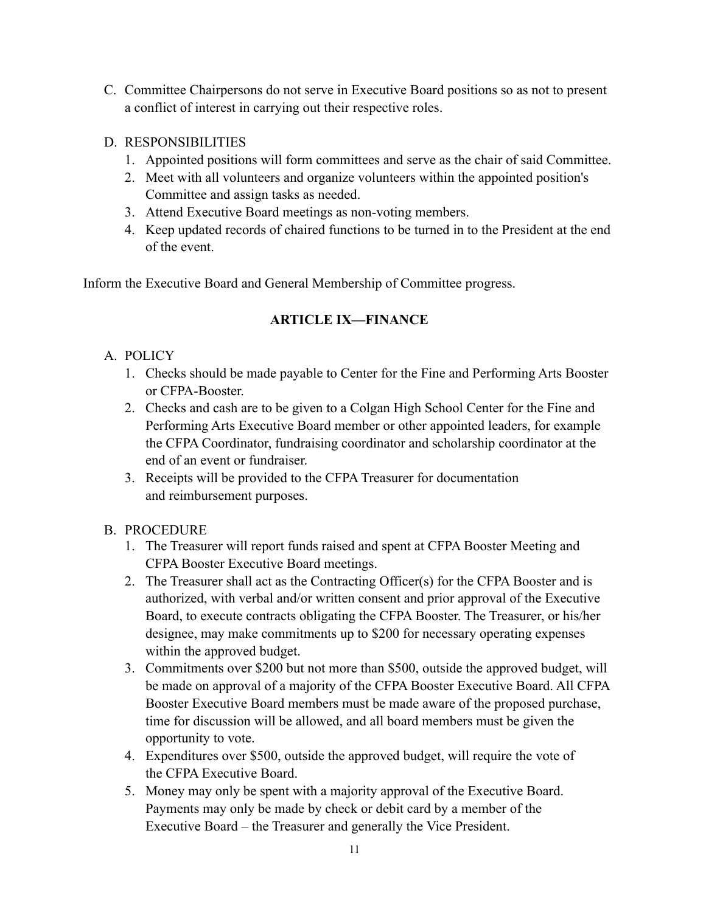C. Committee Chairpersons do not serve in Executive Board positions so as not to present a conflict of interest in carrying out their respective roles.

D. RESPONSIBILITIES
   1. Appointed positions will form committees and serve as the chair of said Committee.
   2. Meet with all volunteers and organize volunteers within the appointed position's Committee and assign tasks as needed.
   3. Attend Executive Board meetings as non-voting members.
   4. Keep updated records of chaired functions to be turned in to the President at the end of the event.

Inform the Executive Board and General Membership of Committee progress.

## ARTICLE IX—FINANCE

A. POLICY
   1. Checks should be made payable to Center for the Fine and Performing Arts Booster or CFPA-Booster.
   2. Checks and cash are to be given to a Colgan High School Center for the Fine and Performing Arts Executive Board member or other appointed leaders, for example the CFPA Coordinator, fundraising coordinator and scholarship coordinator at the end of an event or fundraiser.
   3. Receipts will be provided to the CFPA Treasurer for documentation and reimbursement purposes.

B. PROCEDURE
   1. The Treasurer will report funds raised and spent at CFPA Booster Meeting and CFPA Booster Executive Board meetings.
   2. The Treasurer shall act as the Contracting Officer(s) for the CFPA Booster and is authorized, with verbal and/or written consent and prior approval of the Executive Board, to execute contracts obligating the CFPA Booster. The Treasurer, or his/her designee, may make commitments up to $200 for necessary operating expenses within the approved budget.
   3. Commitments over $200 but not more than $500, outside the approved budget, will be made on approval of a majority of the CFPA Booster Executive Board. All CFPA Booster Executive Board members must be made aware of the proposed purchase, time for discussion will be allowed, and all board members must be given the opportunity to vote.
   4. Expenditures over $500, outside the approved budget, will require the vote of the CFPA Executive Board.
   5. Money may only be spent with a majority approval of the Executive Board. Payments may only be made by check or debit card by a member of the Executive Board – the Treasurer and generally the Vice President.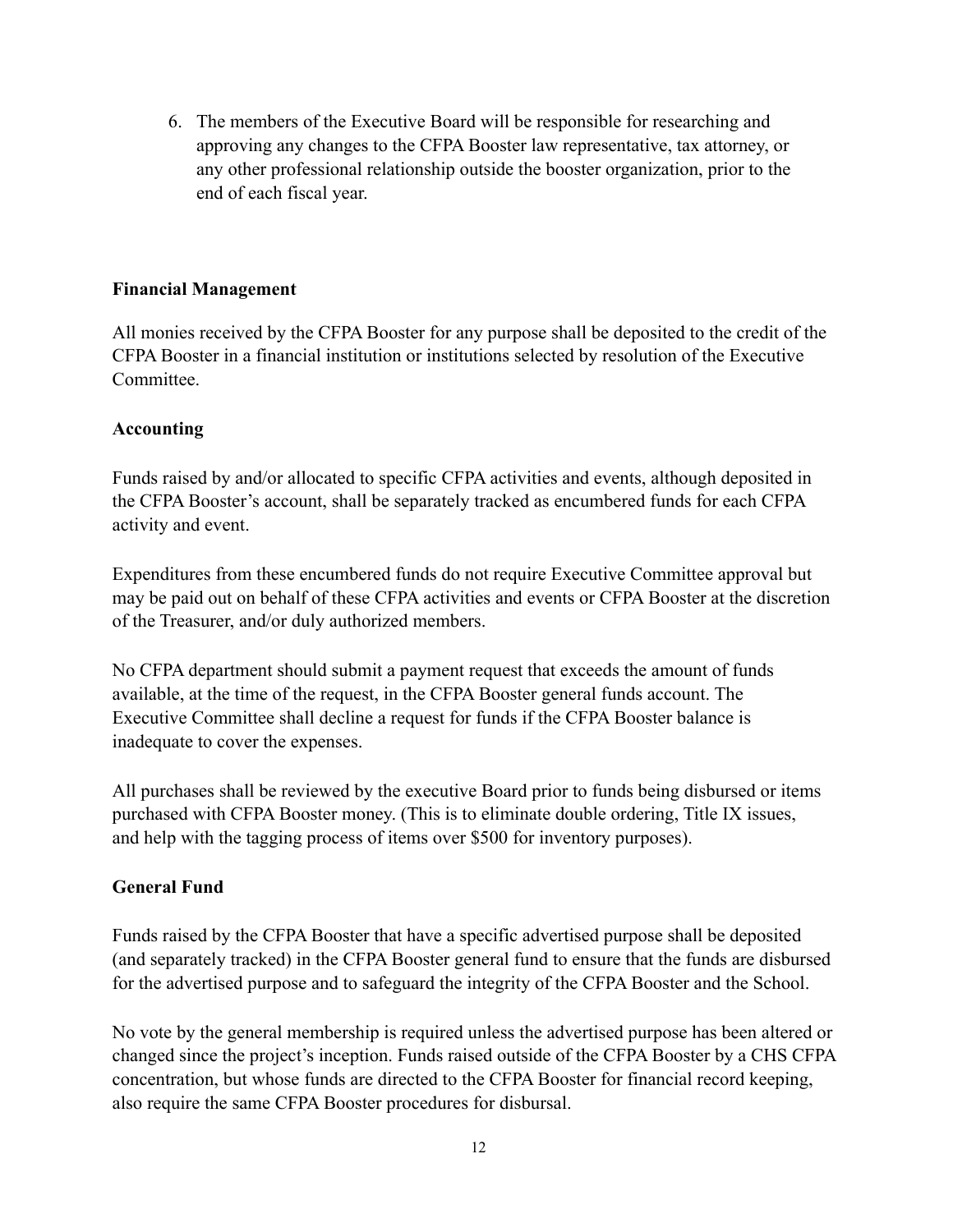6. The members of the Executive Board will be responsible for researching and approving any changes to the CFPA Booster law representative, tax attorney, or any other professional relationship outside the booster organization, prior to the end of each fiscal year.

**Financial Management**

All monies received by the CFPA Booster for any purpose shall be deposited to the credit of the CFPA Booster in a financial institution or institutions selected by resolution of the Executive Committee.

**Accounting**

Funds raised by and/or allocated to specific CFPA activities and events, although deposited in the CFPA Booster's account, shall be separately tracked as encumbered funds for each CFPA activity and event.

Expenditures from these encumbered funds do not require Executive Committee approval but may be paid out on behalf of these CFPA activities and events or CFPA Booster at the discretion of the Treasurer, and/or duly authorized members.

No CFPA department should submit a payment request that exceeds the amount of funds available, at the time of the request, in the CFPA Booster general funds account. The Executive Committee shall decline a request for funds if the CFPA Booster balance is inadequate to cover the expenses.

All purchases shall be reviewed by the executive Board prior to funds being disbursed or items purchased with CFPA Booster money. (This is to eliminate double ordering, Title IX issues, and help with the tagging process of items over $500 for inventory purposes).

**General Fund**

Funds raised by the CFPA Booster that have a specific advertised purpose shall be deposited (and separately tracked) in the CFPA Booster general fund to ensure that the funds are disbursed for the advertised purpose and to safeguard the integrity of the CFPA Booster and the School.

No vote by the general membership is required unless the advertised purpose has been altered or changed since the project's inception. Funds raised outside of the CFPA Booster by a CHS CFPA concentration, but whose funds are directed to the CFPA Booster for financial record keeping, also require the same CFPA Booster procedures for disbursal.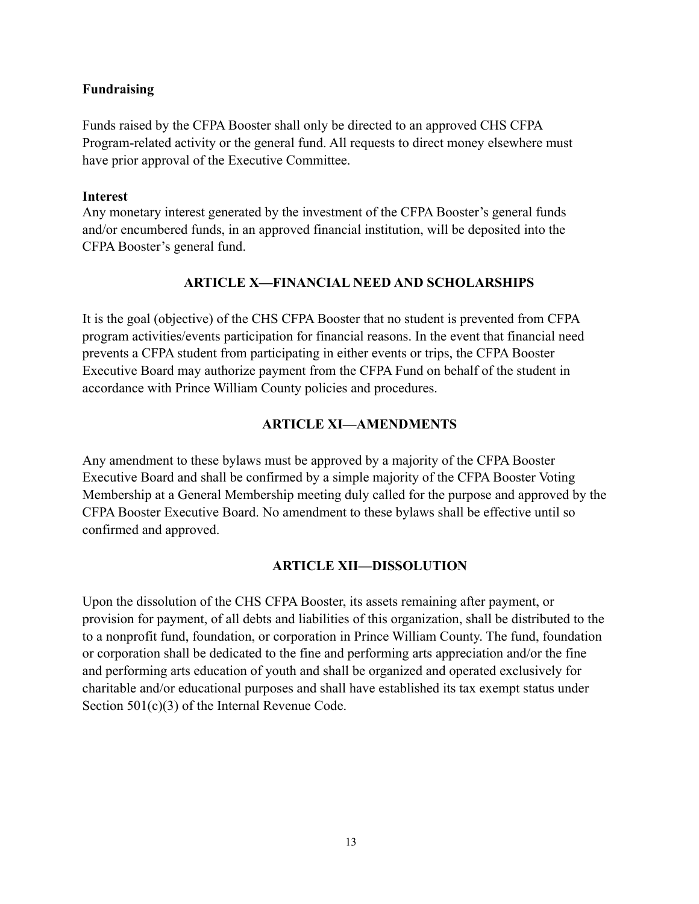**Fundraising**

Funds raised by the CFPA Booster shall only be directed to an approved CHS CFPA Program-related activity or the general fund. All requests to direct money elsewhere must have prior approval of the Executive Committee.

**Interest**

Any monetary interest generated by the investment of the CFPA Booster's general funds and/or encumbered funds, in an approved financial institution, will be deposited into the CFPA Booster's general fund.

## ARTICLE X—FINANCIAL NEED AND SCHOLARSHIPS

It is the goal (objective) of the CHS CFPA Booster that no student is prevented from CFPA program activities/events participation for financial reasons. In the event that financial need prevents a CFPA student from participating in either events or trips, the CFPA Booster Executive Board may authorize payment from the CFPA Fund on behalf of the student in accordance with Prince William County policies and procedures.

## ARTICLE XI—AMENDMENTS

Any amendment to these bylaws must be approved by a majority of the CFPA Booster Executive Board and shall be confirmed by a simple majority of the CFPA Booster Voting Membership at a General Membership meeting duly called for the purpose and approved by the CFPA Booster Executive Board. No amendment to these bylaws shall be effective until so confirmed and approved.

## ARTICLE XII—DISSOLUTION

Upon the dissolution of the CHS CFPA Booster, its assets remaining after payment, or provision for payment, of all debts and liabilities of this organization, shall be distributed to the to a nonprofit fund, foundation, or corporation in Prince William County. The fund, foundation or corporation shall be dedicated to the fine and performing arts appreciation and/or the fine and performing arts education of youth and shall be organized and operated exclusively for charitable and/or educational purposes and shall have established its tax exempt status under Section 501(c)(3) of the Internal Revenue Code.